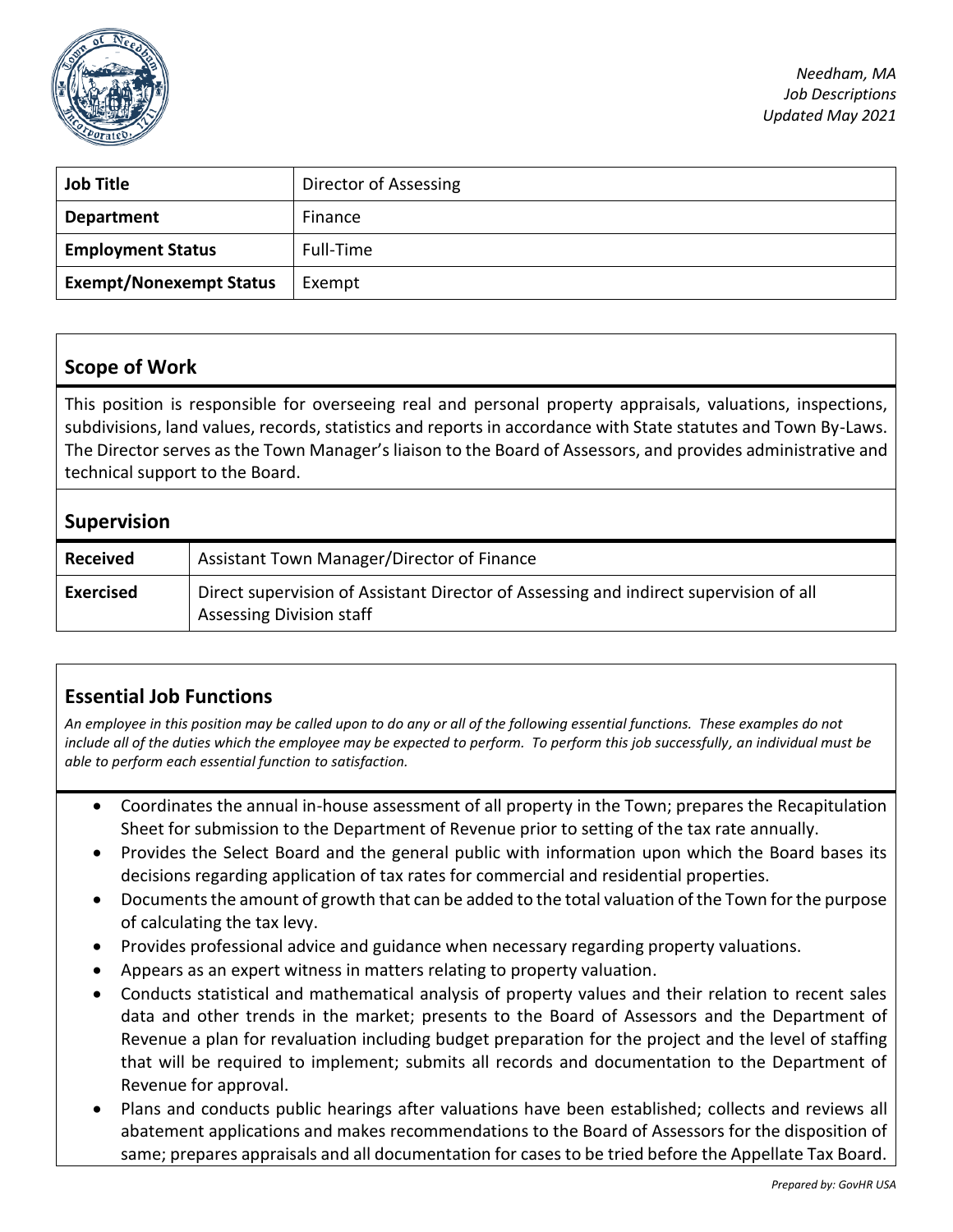*Needham, MA*
*Job Descriptions*
*Updated May 2021*

| **Job Title** | Director of Assessing |
|---|---|
| **Department** | Finance |
| **Employment Status** | Full-Time |
| **Exempt/Nonexempt Status** | Exempt |

## Scope of Work

This position is responsible for overseeing real and personal property appraisals, valuations, inspections, subdivisions, land values, records, statistics and reports in accordance with State statutes and Town By-Laws. The Director serves as the Town Manager's liaison to the Board of Assessors, and provides administrative and technical support to the Board.

## Supervision

| | |
|---|---|
| **Received** | Assistant Town Manager/Director of Finance |
| **Exercised** | Direct supervision of Assistant Director of Assessing and indirect supervision of all Assessing Division staff |

## Essential Job Functions

*An employee in this position may be called upon to do any or all of the following essential functions. These examples do not include all of the duties which the employee may be expected to perform. To perform this job successfully, an individual must be able to perform each essential function to satisfaction.*

- Coordinates the annual in-house assessment of all property in the Town; prepares the Recapitulation Sheet for submission to the Department of Revenue prior to setting of the tax rate annually.
- Provides the Select Board and the general public with information upon which the Board bases its decisions regarding application of tax rates for commercial and residential properties.
- Documents the amount of growth that can be added to the total valuation of the Town for the purpose of calculating the tax levy.
- Provides professional advice and guidance when necessary regarding property valuations.
- Appears as an expert witness in matters relating to property valuation.
- Conducts statistical and mathematical analysis of property values and their relation to recent sales data and other trends in the market; presents to the Board of Assessors and the Department of Revenue a plan for revaluation including budget preparation for the project and the level of staffing that will be required to implement; submits all records and documentation to the Department of Revenue for approval.
- Plans and conducts public hearings after valuations have been established; collects and reviews all abatement applications and makes recommendations to the Board of Assessors for the disposition of same; prepares appraisals and all documentation for cases to be tried before the Appellate Tax Board.

*Prepared by: GovHR USA*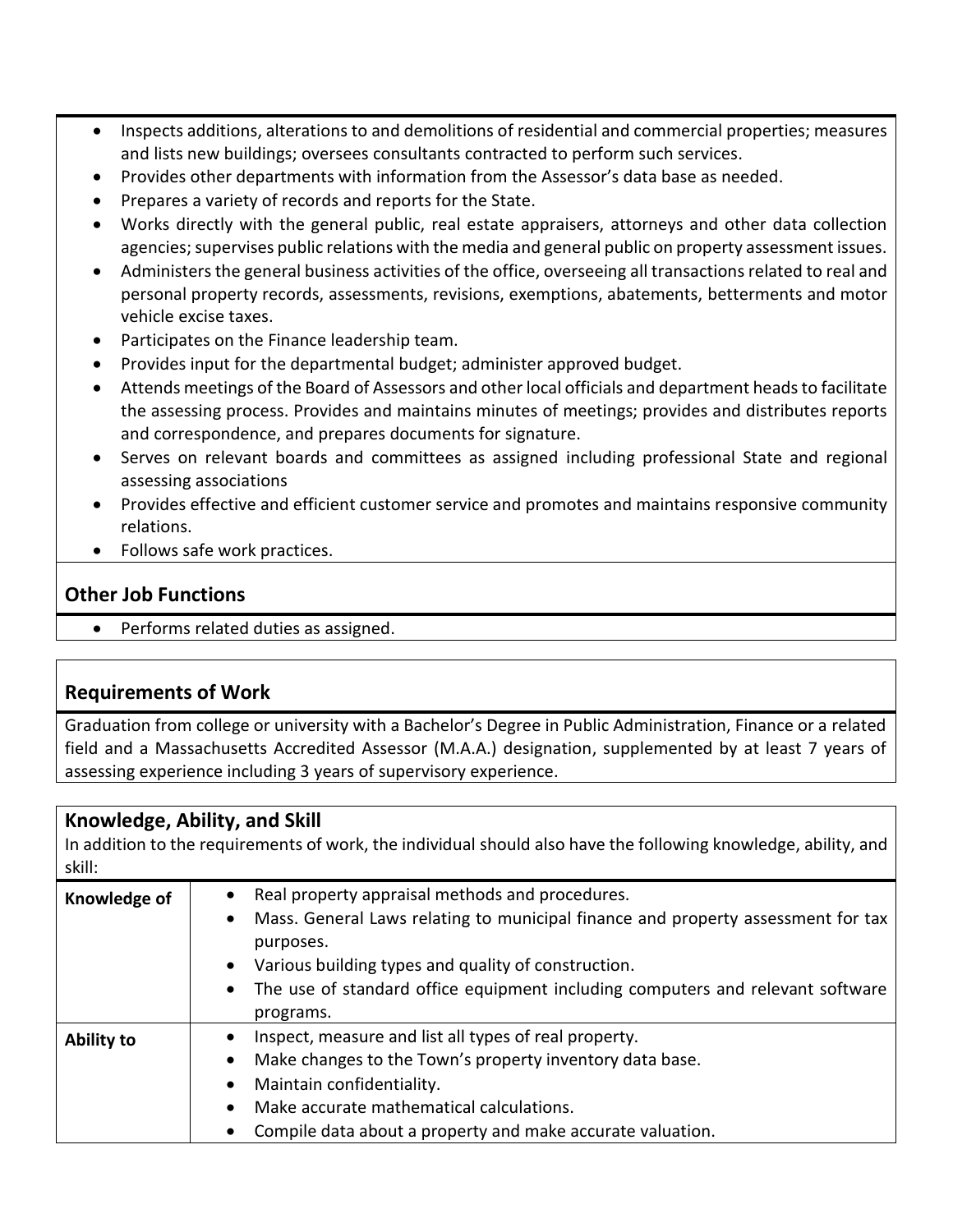- Inspects additions, alterations to and demolitions of residential and commercial properties; measures and lists new buildings; oversees consultants contracted to perform such services.
- Provides other departments with information from the Assessor's data base as needed.
- Prepares a variety of records and reports for the State.
- Works directly with the general public, real estate appraisers, attorneys and other data collection agencies; supervises public relations with the media and general public on property assessment issues.
- Administers the general business activities of the office, overseeing all transactions related to real and personal property records, assessments, revisions, exemptions, abatements, betterments and motor vehicle excise taxes.
- Participates on the Finance leadership team.
- Provides input for the departmental budget; administer approved budget.
- Attends meetings of the Board of Assessors and other local officials and department heads to facilitate the assessing process. Provides and maintains minutes of meetings; provides and distributes reports and correspondence, and prepares documents for signature.
- Serves on relevant boards and committees as assigned including professional State and regional assessing associations
- Provides effective and efficient customer service and promotes and maintains responsive community relations.
- Follows safe work practices.

## Other Job Functions

- Performs related duties as assigned.

## Requirements of Work

Graduation from college or university with a Bachelor's Degree in Public Administration, Finance or a related field and a Massachusetts Accredited Assessor (M.A.A.) designation, supplemented by at least 7 years of assessing experience including 3 years of supervisory experience.

## Knowledge, Ability, and Skill

In addition to the requirements of work, the individual should also have the following knowledge, ability, and skill:

| | |
|---|---|
| **Knowledge of** | • Real property appraisal methods and procedures.<br>• Mass. General Laws relating to municipal finance and property assessment for tax purposes.<br>• Various building types and quality of construction.<br>• The use of standard office equipment including computers and relevant software programs. |
| **Ability to** | • Inspect, measure and list all types of real property.<br>• Make changes to the Town's property inventory data base.<br>• Maintain confidentiality.<br>• Make accurate mathematical calculations.<br>• Compile data about a property and make accurate valuation. |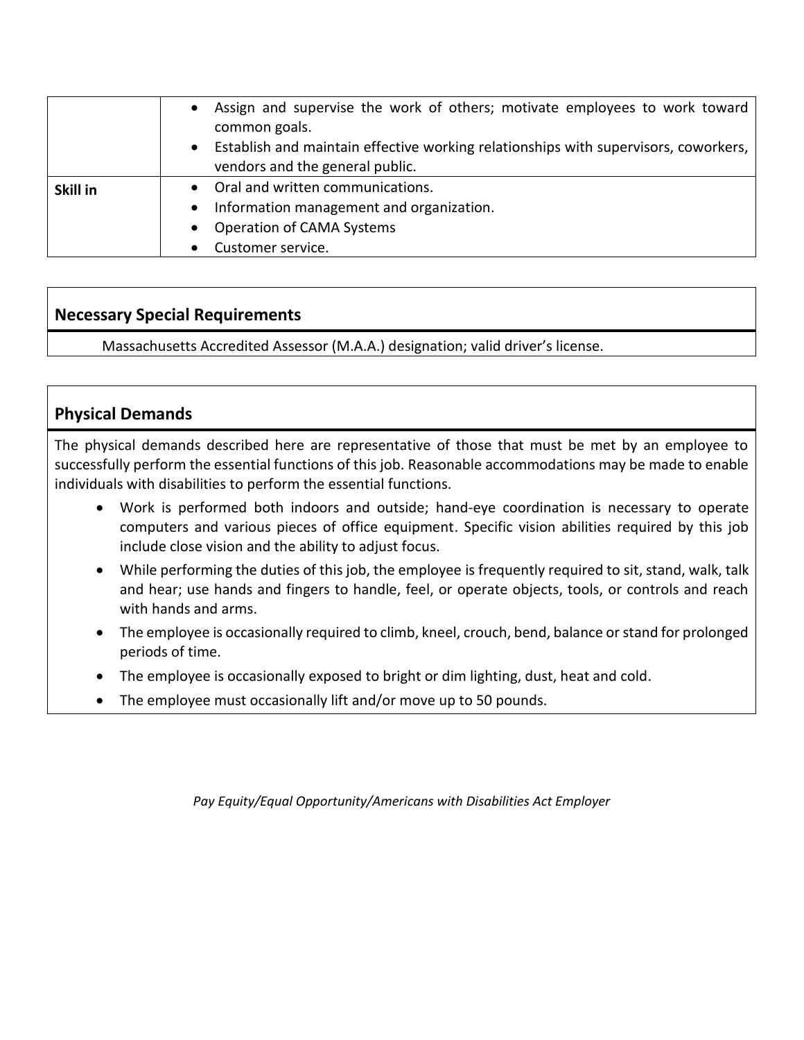| | |
|---|---|
| | • Assign and supervise the work of others; motivate employees to work toward common goals.<br>• Establish and maintain effective working relationships with supervisors, coworkers, vendors and the general public. |
| **Skill in** | • Oral and written communications.<br>• Information management and organization.<br>• Operation of CAMA Systems<br>• Customer service. |

## Necessary Special Requirements

Massachusetts Accredited Assessor (M.A.A.) designation; valid driver's license.

## Physical Demands

The physical demands described here are representative of those that must be met by an employee to successfully perform the essential functions of this job. Reasonable accommodations may be made to enable individuals with disabilities to perform the essential functions.

- Work is performed both indoors and outside; hand-eye coordination is necessary to operate computers and various pieces of office equipment. Specific vision abilities required by this job include close vision and the ability to adjust focus.
- While performing the duties of this job, the employee is frequently required to sit, stand, walk, talk and hear; use hands and fingers to handle, feel, or operate objects, tools, or controls and reach with hands and arms.
- The employee is occasionally required to climb, kneel, crouch, bend, balance or stand for prolonged periods of time.
- The employee is occasionally exposed to bright or dim lighting, dust, heat and cold.
- The employee must occasionally lift and/or move up to 50 pounds.

*Pay Equity/Equal Opportunity/Americans with Disabilities Act Employer*